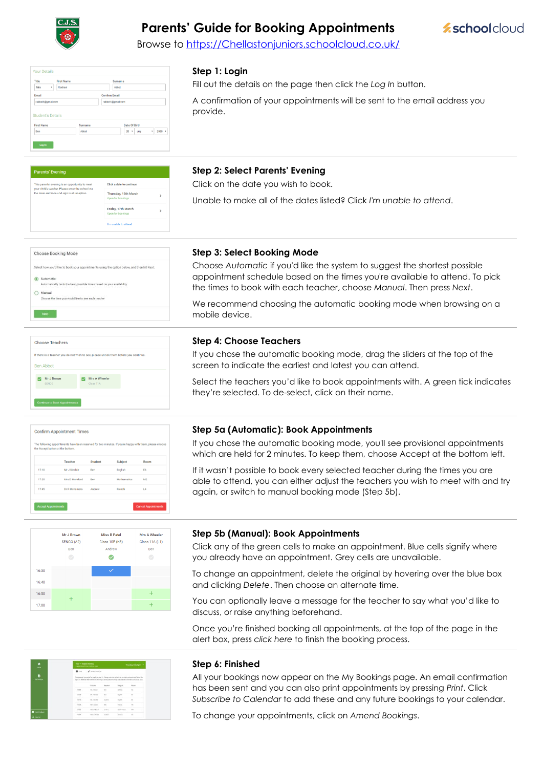# Parents' Guide for Booking Appointments

Browse to https://Chellastonjuniors.schoolcloud.co.uk/

### Step 1: Login

Fill out the details on the page then click the *Log In* button.

A confirmation of your appointments will be sent to the email address you provide.

### Step 2: Select Parents' Evening

Click on the date you wish to book.

Unable to make all of the dates listed? Click *I'm unable to attend*.

### Step 3: Select Booking Mode

Choose *Automatic* if you'd like the system to suggest the shortest possible appointment schedule based on the times you're available to attend. To pick the times to book with each teacher, choose *Manual*. Then press *Next*.

We recommend choosing the automatic booking mode when browsing on a mobile device.

### Step 4: Choose Teachers

If you chose the automatic booking mode, drag the sliders at the top of the screen to indicate the earliest and latest you can attend.

Select the teachers you'd like to book appointments with. A green tick indicates they're selected. To de-select, click on their name.

### Step 5a (Automatic): Book Appointments

If you chose the automatic booking mode, you'll see provisional appointments which are held for 2 minutes. To keep them, choose Accept at the bottom left.

If it wasn't possible to book every selected teacher during the times you are able to attend, you can either adjust the teachers you wish to meet with and try again, or switch to manual booking mode (Step 5b).

### Step 5b (Manual): Book Appointments

Click any of the green cells to make an appointment. Blue cells signify where you already have an appointment. Grey cells are unavailable.

To change an appointment, delete the original by hovering over the blue box and clicking *Delete*. Then choose an alternate time.

You can optionally leave a message for the teacher to say what you'd like to discuss, or raise anything beforehand.

Once you're finished booking all appointments, at the top of the page in the alert box, press *click here* to finish the booking process.

### Step 6: Finished

All your bookings now appear on the My Bookings page. An email confirmation has been sent and you can also print appointments by pressing *Print*. Click *Subscribe to Calendar* to add these and any future bookings to your calendar.

To change your appointments, click on *Amend Bookings*.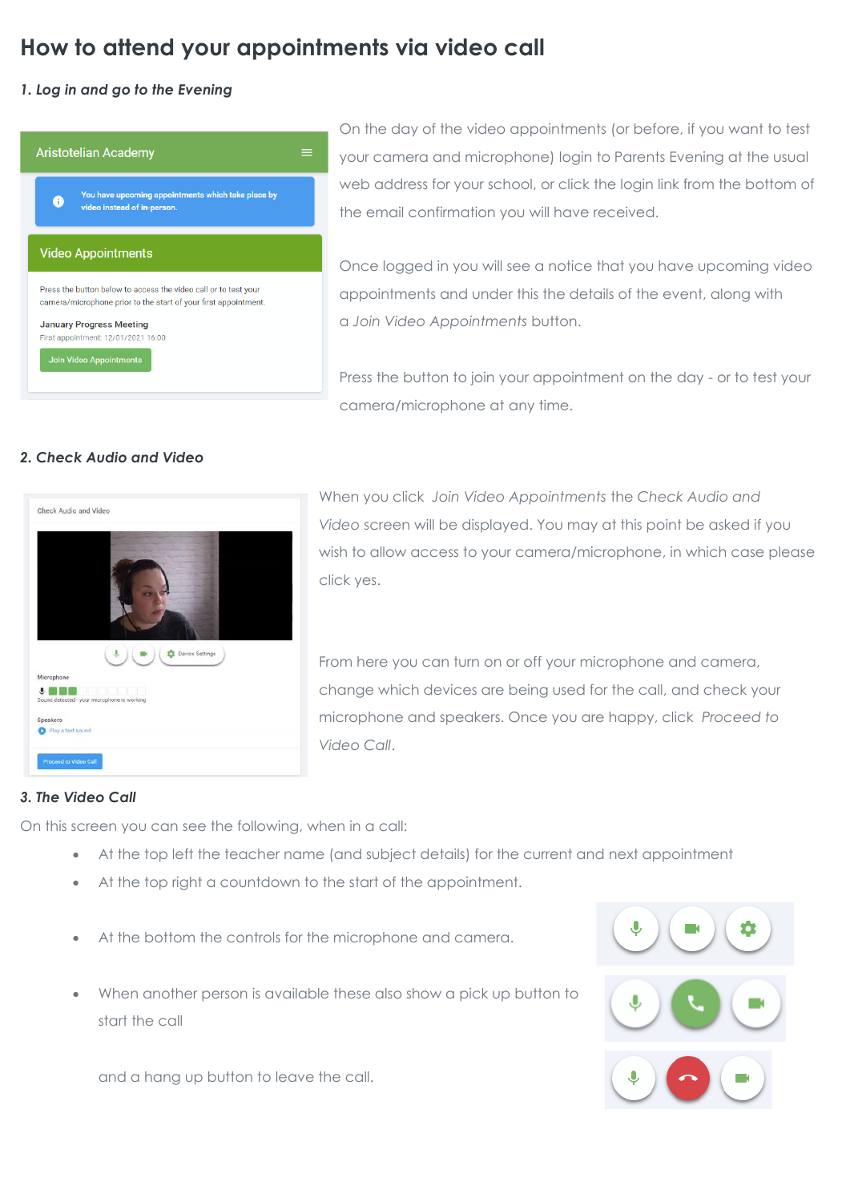# How to attend your appointments via video call

*1. Log in and go to the Evening*

On the day of the video appointments (or before, if you want to test your camera and microphone) login to Parents Evening at the usual web address for your school, or click the login link from the bottom of the email confirmation you will have received.

Once logged in you will see a notice that you have upcoming video appointments and under this the details of the event, along with a *Join Video Appointments* button.

Press the button to join your appointment on the day - or to test your camera/microphone at any time.

*2. Check Audio and Video*

When you click *Join Video Appointments* the *Check Audio and Video* screen will be displayed. You may at this point be asked if you wish to allow access to your camera/microphone, in which case please click yes.

From here you can turn on or off your microphone and camera, change which devices are being used for the call, and check your microphone and speakers. Once you are happy, click *Proceed to Video Call*.

*3. The Video Call*

On this screen you can see the following, when in a call:

- At the top left the teacher name (and subject details) for the current and next appointment
- At the top right a countdown to the start of the appointment.
- At the bottom the controls for the microphone and camera.
- When another person is available these also show a pick up button to start the call

  and a hang up button to leave the call.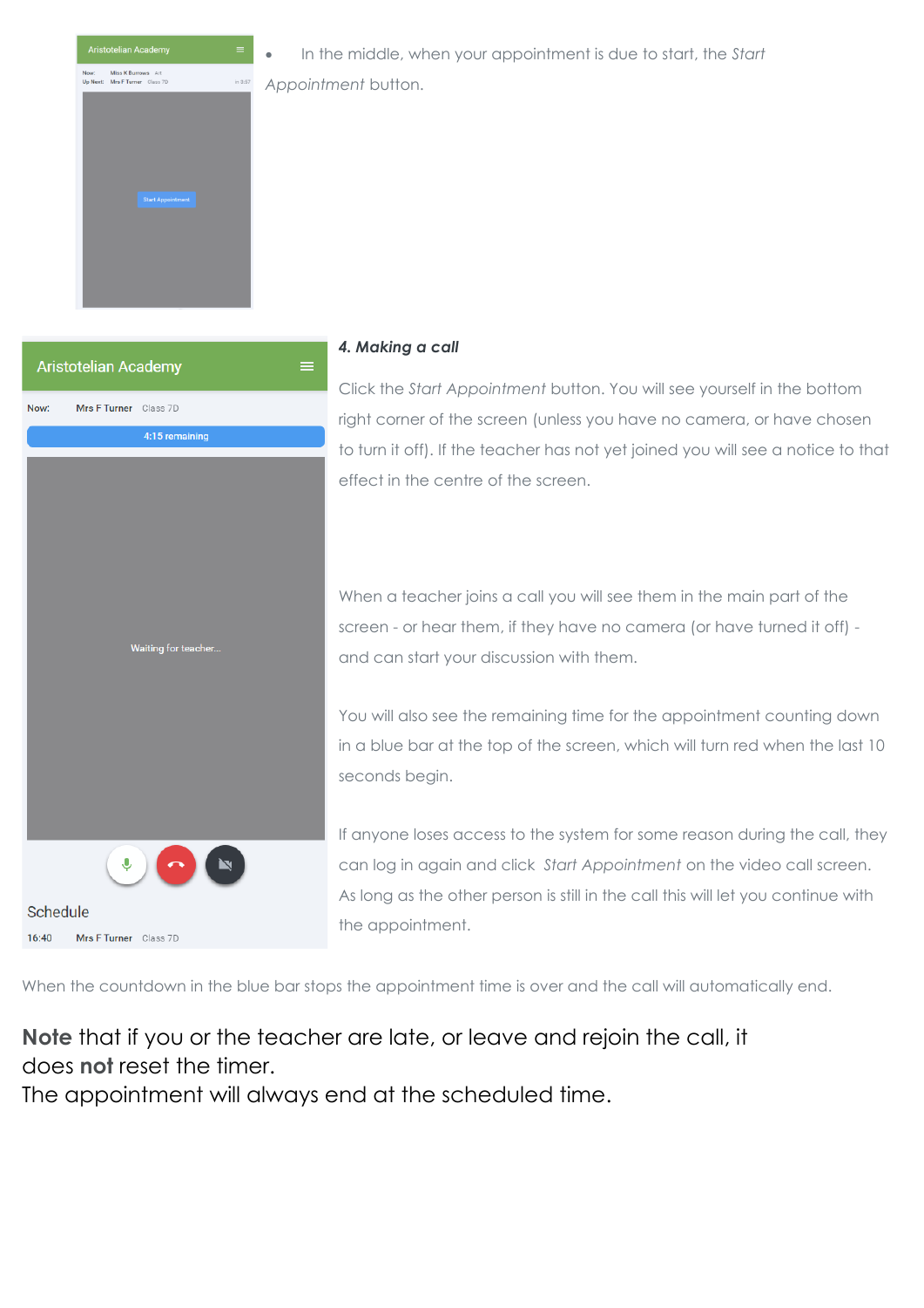- In the middle, when your appointment is due to start, the *Start Appointment* button.

### *4. Making a call*

Click the *Start Appointment* button. You will see yourself in the bottom right corner of the screen (unless you have no camera, or have chosen to turn it off). If the teacher has not yet joined you will see a notice to that effect in the centre of the screen.

When a teacher joins a call you will see them in the main part of the screen - or hear them, if they have no camera (or have turned it off) - and can start your discussion with them.

You will also see the remaining time for the appointment counting down in a blue bar at the top of the screen, which will turn red when the last 10 seconds begin.

If anyone loses access to the system for some reason during the call, they can log in again and click *Start Appointment* on the video call screen. As long as the other person is still in the call this will let you continue with the appointment.

When the countdown in the blue bar stops the appointment time is over and the call will automatically end.

**Note** that if you or the teacher are late, or leave and rejoin the call, it does **not** reset the timer.
The appointment will always end at the scheduled time.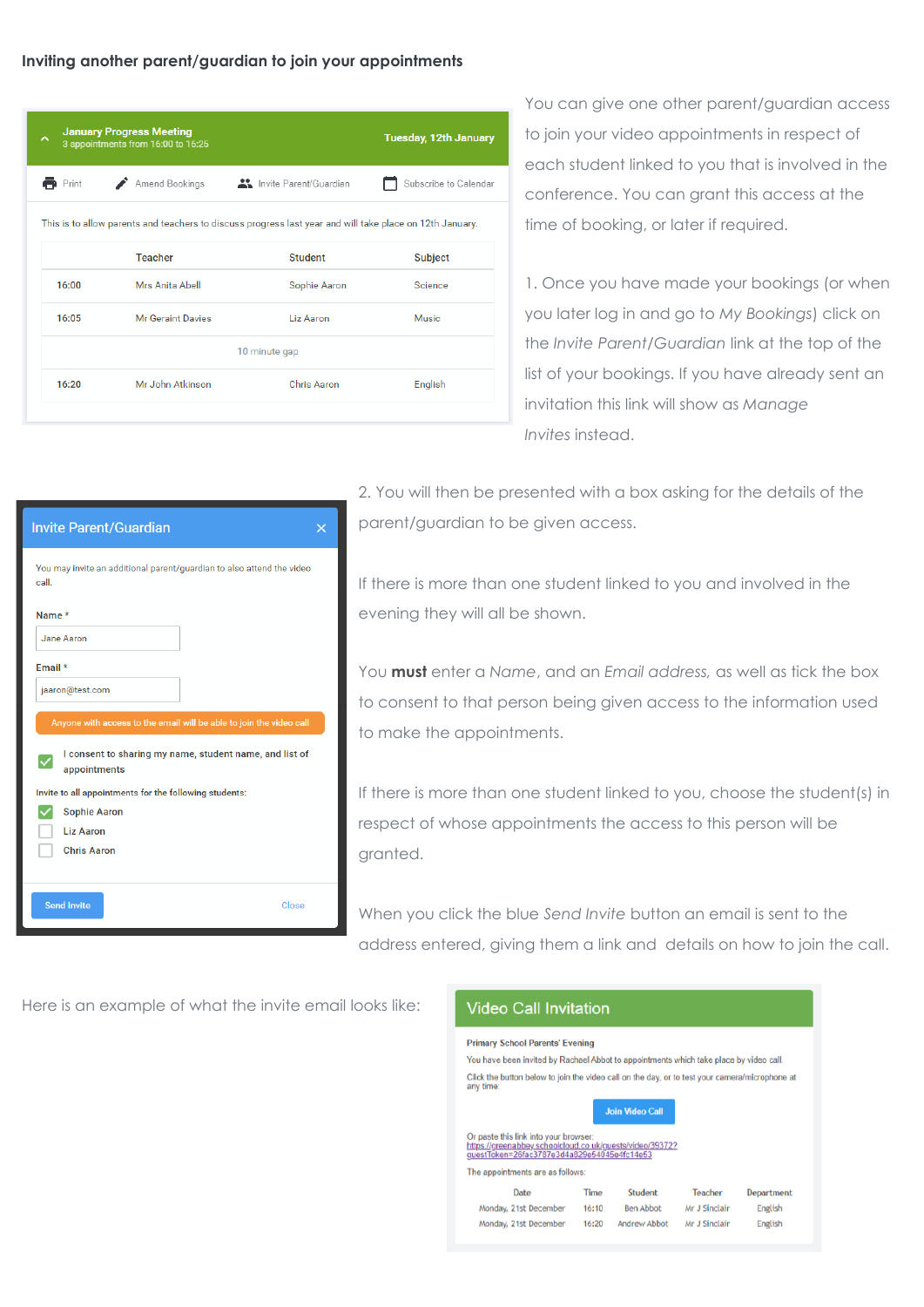## Inviting another parent/guardian to join your appointments

You can give one other parent/guardian access to join your video appointments in respect of each student linked to you that is involved in the conference. You can grant this access at the time of booking, or later if required.

**January Progress Meeting**
3 appointments from 16:00 to 16:25
**Tuesday, 12th January**

Print | Amend Bookings | Invite Parent/Guardian | Subscribe to Calendar

This is to allow parents and teachers to discuss progress last year and will take place on 12th January.

| | Teacher | Student | Subject |
|---|---|---|---|
| 16:00 | Mrs Anita Abell | Sophie Aaron | Science |
| 16:05 | Mr Geraint Davies | Liz Aaron | Music |
| | 10 minute gap | | |
| 16:20 | Mr John Atkinson | Chris Aaron | English |

1. Once you have made your bookings (or when you later log in and go to *My Bookings*) click on the *Invite Parent/Guardian* link at the top of the list of your bookings. If you have already sent an invitation this link will show as *Manage Invites* instead.

**Invite Parent/Guardian**

You may invite an additional parent/guardian to also attend the video call.

Name *
Jane Aaron

Email *
jaaron@test.com

Anyone with access to the email will be able to join the video call

☑ I consent to sharing my name, student name, and list of appointments

Invite to all appointments for the following students:
☑ Sophie Aaron
☐ Liz Aaron
☐ Chris Aaron

Send Invite | Close

2. You will then be presented with a box asking for the details of the parent/guardian to be given access.

If there is more than one student linked to you and involved in the evening they will all be shown.

You **must** enter a *Name*, and an *Email address,* as well as tick the box to consent to that person being given access to the information used to make the appointments.

If there is more than one student linked to you, choose the student(s) in respect of whose appointments the access to this person will be granted.

When you click the blue *Send Invite* button an email is sent to the address entered, giving them a link and details on how to join the call.

Here is an example of what the invite email looks like:

**Video Call Invitation**

Primary School Parents' Evening

You have been invited by Rachael Abbot to appointments which take place by video call.

Click the button below to join the video call on the day, or to test your camera/microphone at any time.

Join Video Call

Or paste this link into your browser:
https://greenabbey.schoolcloud.co.uk/guests/video/39372?guestToken=26fac3787e3d4a829e54045e4fc14e53

The appointments are as follows:

| Date | Time | Student | Teacher | Department |
|---|---|---|---|---|
| Monday, 21st December | 16:10 | Ben Abbot | Mr J Sinclair | English |
| Monday, 21st December | 16:20 | Andrew Abbot | Mr J Sinclair | English |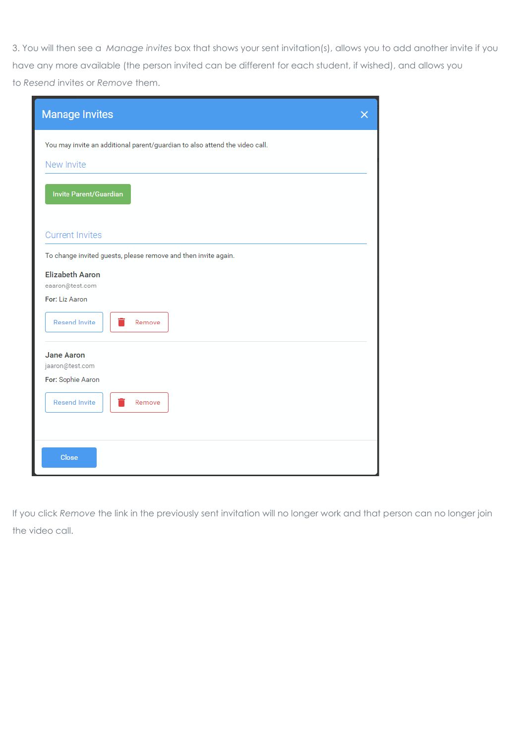3. You will then see a *Manage invites* box that shows your sent invitation(s), allows you to add another invite if you have any more available (the person invited can be different for each student, if wished), and allows you to *Resend* invites or *Remove* them.

**Manage Invites**

You may invite an additional parent/guardian to also attend the video call.

New Invite

Invite Parent/Guardian

Current Invites

To change invited guests, please remove and then invite again.

**Elizabeth Aaron**
eaaron@test.com
**For:** Liz Aaron

Resend Invite | Remove

**Jane Aaron**
jaaron@test.com
**For:** Sophie Aaron

Resend Invite | Remove

Close

If you click *Remove* the link in the previously sent invitation will no longer work and that person can no longer join the video call.